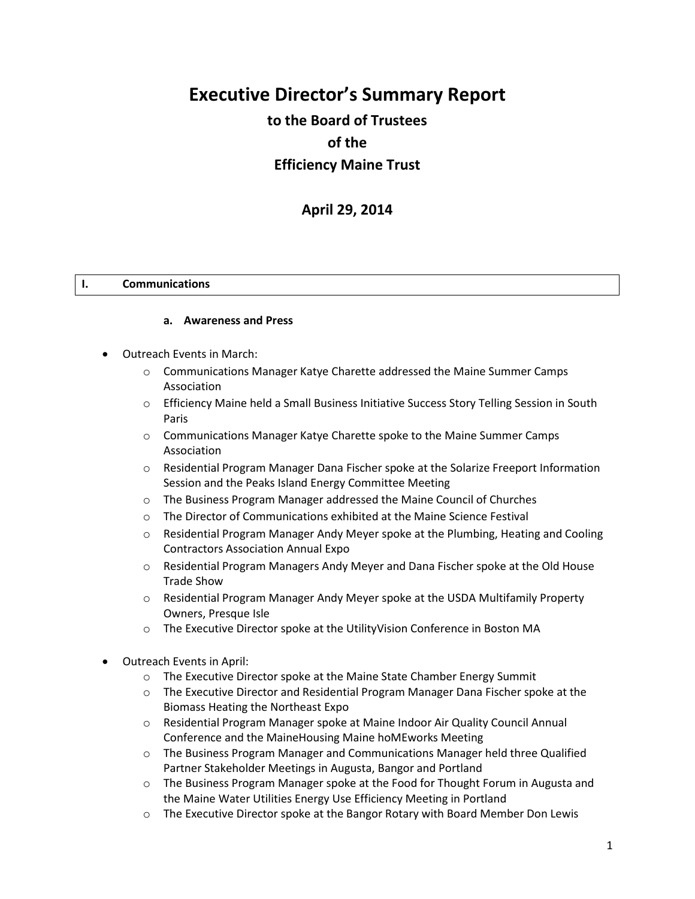# Executive Director's Summary Report

## to the Board of Trustees

## of the

## Efficiency Maine Trust

## April 29, 2014

## I. Communications

### a. Awareness and Press

- Outreach Events in March:
  - Communications Manager Katye Charette addressed the Maine Summer Camps Association
  - Efficiency Maine held a Small Business Initiative Success Story Telling Session in South Paris
  - Communications Manager Katye Charette spoke to the Maine Summer Camps Association
  - Residential Program Manager Dana Fischer spoke at the Solarize Freeport Information Session and the Peaks Island Energy Committee Meeting
  - The Business Program Manager addressed the Maine Council of Churches
  - The Director of Communications exhibited at the Maine Science Festival
  - Residential Program Manager Andy Meyer spoke at the Plumbing, Heating and Cooling Contractors Association Annual Expo
  - Residential Program Managers Andy Meyer and Dana Fischer spoke at the Old House Trade Show
  - Residential Program Manager Andy Meyer spoke at the USDA Multifamily Property Owners, Presque Isle
  - The Executive Director spoke at the UtilityVision Conference in Boston MA

- Outreach Events in April:
  - The Executive Director spoke at the Maine State Chamber Energy Summit
  - The Executive Director and Residential Program Manager Dana Fischer spoke at the Biomass Heating the Northeast Expo
  - Residential Program Manager spoke at Maine Indoor Air Quality Council Annual Conference and the MaineHousing Maine hoMEworks Meeting
  - The Business Program Manager and Communications Manager held three Qualified Partner Stakeholder Meetings in Augusta, Bangor and Portland
  - The Business Program Manager spoke at the Food for Thought Forum in Augusta and the Maine Water Utilities Energy Use Efficiency Meeting in Portland
  - The Executive Director spoke at the Bangor Rotary with Board Member Don Lewis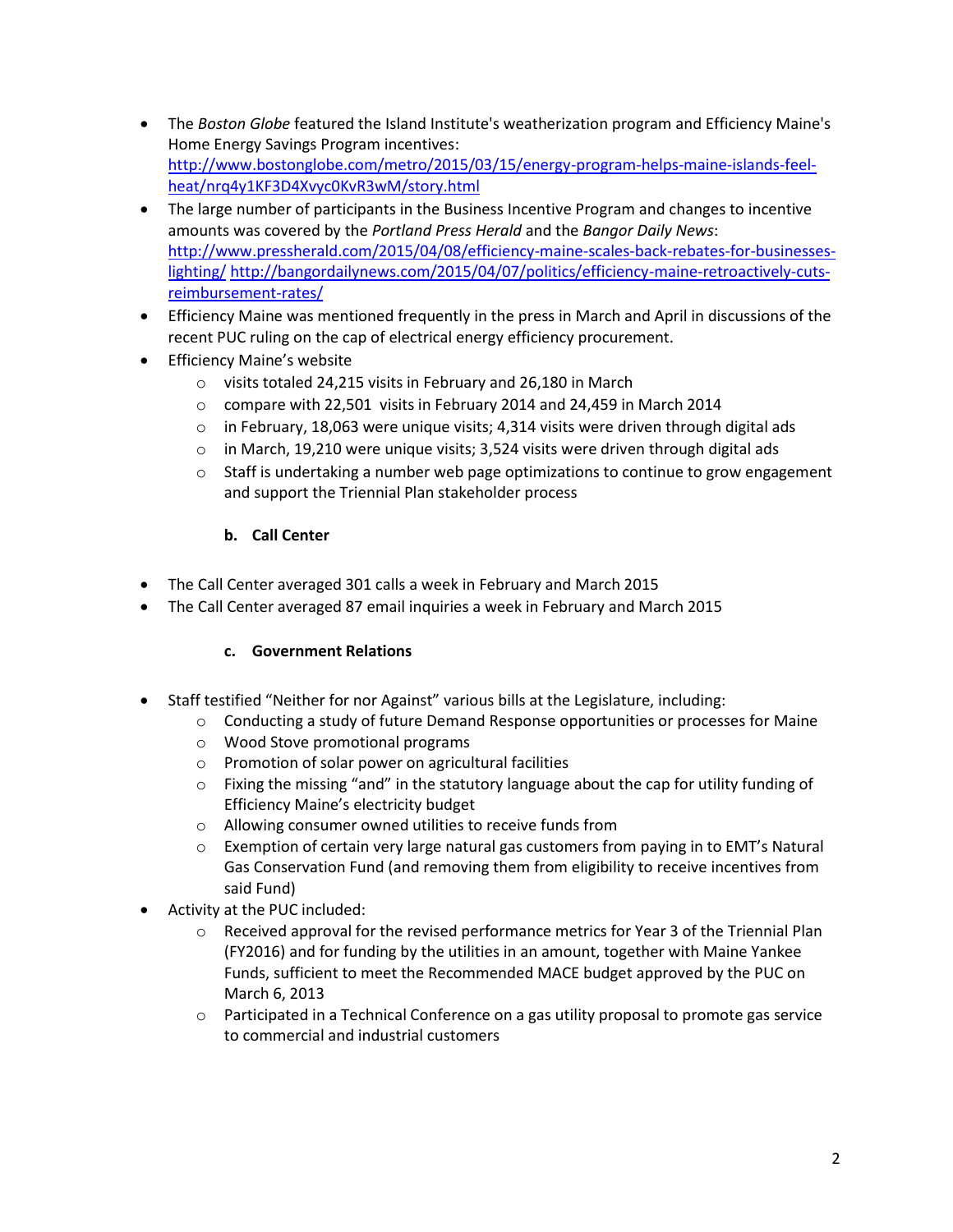- The *Boston Globe* featured the Island Institute's weatherization program and Efficiency Maine's Home Energy Savings Program incentives: http://www.bostonglobe.com/metro/2015/03/15/energy-program-helps-maine-islands-feel-heat/nrq4y1KF3D4Xvyc0KvR3wM/story.html
- The large number of participants in the Business Incentive Program and changes to incentive amounts was covered by the *Portland Press Herald* and the *Bangor Daily News*: http://www.pressherald.com/2015/04/08/efficiency-maine-scales-back-rebates-for-businesses-lighting/ http://bangordailynews.com/2015/04/07/politics/efficiency-maine-retroactively-cuts-reimbursement-rates/
- Efficiency Maine was mentioned frequently in the press in March and April in discussions of the recent PUC ruling on the cap of electrical energy efficiency procurement.
- Efficiency Maine's website
  - visits totaled 24,215 visits in February and 26,180 in March
  - compare with 22,501 visits in February 2014 and 24,459 in March 2014
  - in February, 18,063 were unique visits; 4,314 visits were driven through digital ads
  - in March, 19,210 were unique visits; 3,524 visits were driven through digital ads
  - Staff is undertaking a number web page optimizations to continue to grow engagement and support the Triennial Plan stakeholder process

### b. Call Center

- The Call Center averaged 301 calls a week in February and March 2015
- The Call Center averaged 87 email inquiries a week in February and March 2015

### c. Government Relations

- Staff testified "Neither for nor Against" various bills at the Legislature, including:
  - Conducting a study of future Demand Response opportunities or processes for Maine
  - Wood Stove promotional programs
  - Promotion of solar power on agricultural facilities
  - Fixing the missing "and" in the statutory language about the cap for utility funding of Efficiency Maine's electricity budget
  - Allowing consumer owned utilities to receive funds from
  - Exemption of certain very large natural gas customers from paying in to EMT's Natural Gas Conservation Fund (and removing them from eligibility to receive incentives from said Fund)
- Activity at the PUC included:
  - Received approval for the revised performance metrics for Year 3 of the Triennial Plan (FY2016) and for funding by the utilities in an amount, together with Maine Yankee Funds, sufficient to meet the Recommended MACE budget approved by the PUC on March 6, 2013
  - Participated in a Technical Conference on a gas utility proposal to promote gas service to commercial and industrial customers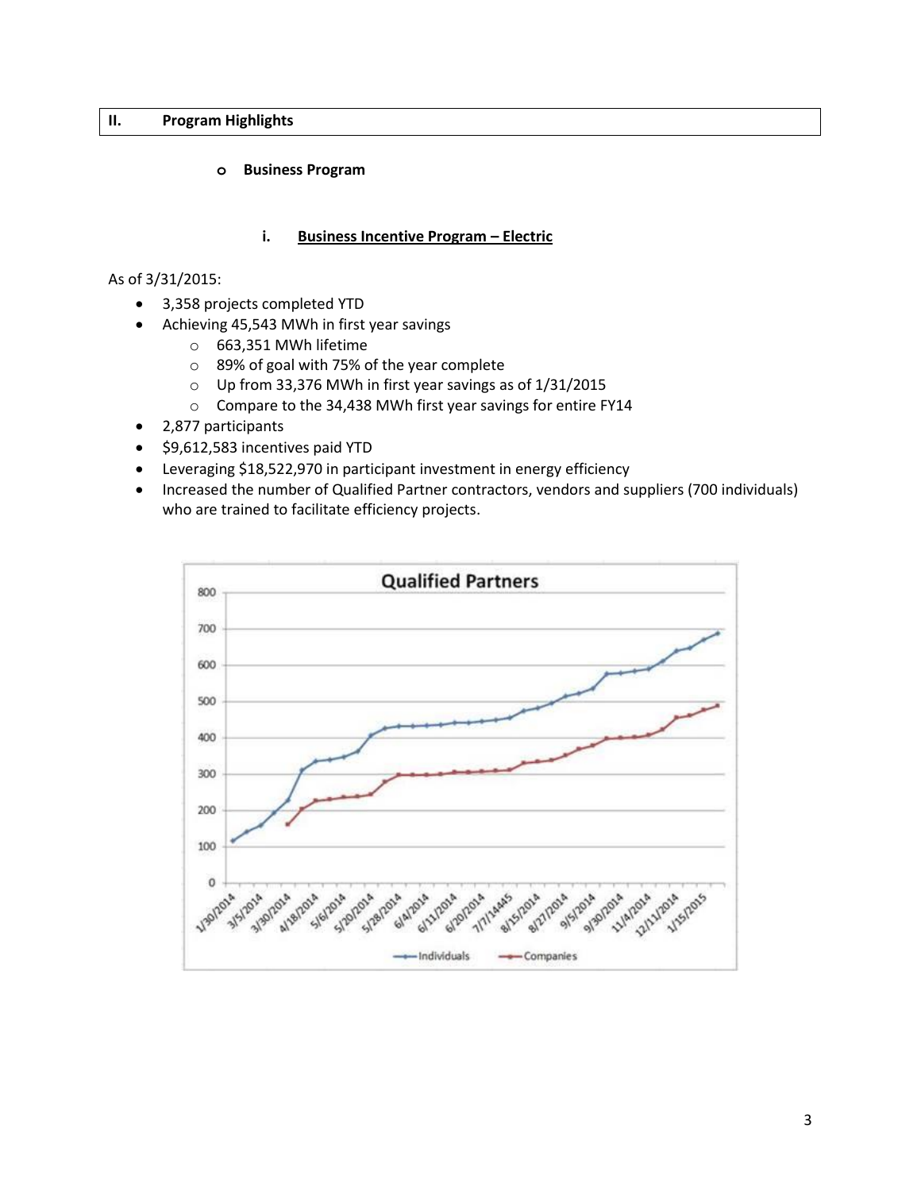## II. Program Highlights

- **Business Program**

### i. Business Incentive Program – Electric

As of 3/31/2015:

- 3,358 projects completed YTD
- Achieving 45,543 MWh in first year savings
  - 663,351 MWh lifetime
  - 89% of goal with 75% of the year complete
  - Up from 33,376 MWh in first year savings as of 1/31/2015
  - Compare to the 34,438 MWh first year savings for entire FY14
- 2,877 participants
- $9,612,583 incentives paid YTD
- Leveraging $18,522,970 in participant investment in energy efficiency
- Increased the number of Qualified Partner contractors, vendors and suppliers (700 individuals) who are trained to facilitate efficiency projects.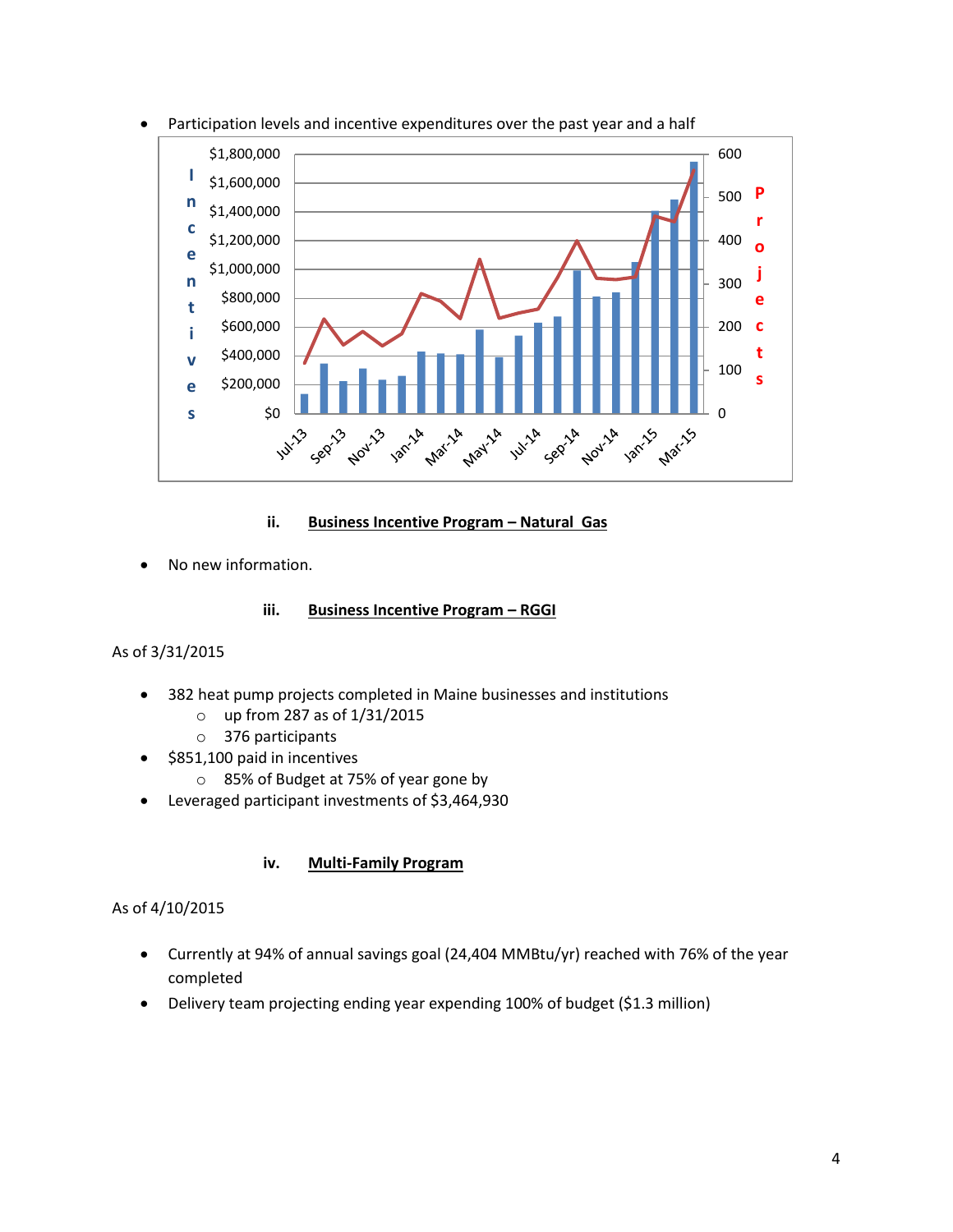- Participation levels and incentive expenditures over the past year and a half

### ii. Business Incentive Program – Natural Gas

- No new information.

### iii. Business Incentive Program – RGGI

As of 3/31/2015

- 382 heat pump projects completed in Maine businesses and institutions
  - up from 287 as of 1/31/2015
  - 376 participants
- $851,100 paid in incentives
  - 85% of Budget at 75% of year gone by
- Leveraged participant investments of $3,464,930

### iv. Multi-Family Program

As of 4/10/2015

- Currently at 94% of annual savings goal (24,404 MMBtu/yr) reached with 76% of the year completed
- Delivery team projecting ending year expending 100% of budget ($1.3 million)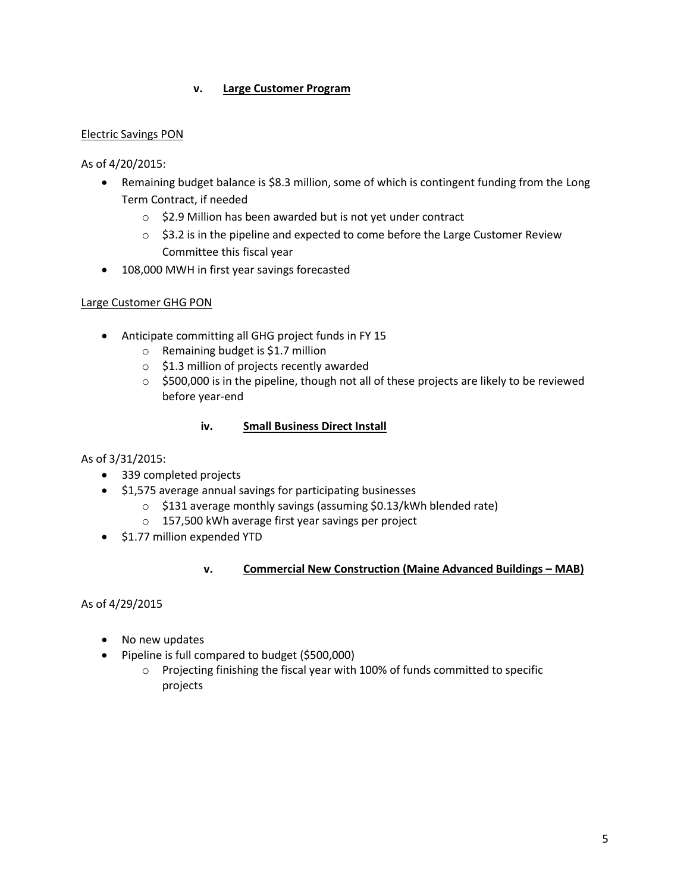### v. Large Customer Program

Electric Savings PON

As of 4/20/2015:

- Remaining budget balance is $8.3 million, some of which is contingent funding from the Long Term Contract, if needed
  - $2.9 Million has been awarded but is not yet under contract
  - $3.2 is in the pipeline and expected to come before the Large Customer Review Committee this fiscal year
- 108,000 MWH in first year savings forecasted

Large Customer GHG PON

- Anticipate committing all GHG project funds in FY 15
  - Remaining budget is $1.7 million
  - $1.3 million of projects recently awarded
  - $500,000 is in the pipeline, though not all of these projects are likely to be reviewed before year-end

### iv. Small Business Direct Install

As of 3/31/2015:

- 339 completed projects
- $1,575 average annual savings for participating businesses
  - $131 average monthly savings (assuming $0.13/kWh blended rate)
  - 157,500 kWh average first year savings per project
- $1.77 million expended YTD

### v. Commercial New Construction (Maine Advanced Buildings – MAB)

As of 4/29/2015

- No new updates
- Pipeline is full compared to budget ($500,000)
  - Projecting finishing the fiscal year with 100% of funds committed to specific projects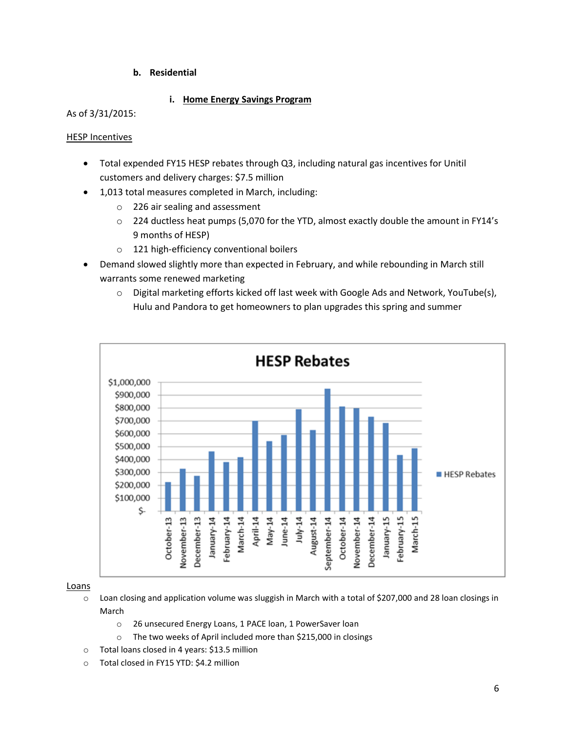### b. Residential

#### i. Home Energy Savings Program

As of 3/31/2015:

HESP Incentives

- Total expended FY15 HESP rebates through Q3, including natural gas incentives for Unitil customers and delivery charges: $7.5 million
- 1,013 total measures completed in March, including:
  - 226 air sealing and assessment
  - 224 ductless heat pumps (5,070 for the YTD, almost exactly double the amount in FY14's 9 months of HESP)
  - 121 high-efficiency conventional boilers
- Demand slowed slightly more than expected in February, and while rebounding in March still warrants some renewed marketing
  - Digital marketing efforts kicked off last week with Google Ads and Network, YouTube(s), Hulu and Pandora to get homeowners to plan upgrades this spring and summer

Loans

- Loan closing and application volume was sluggish in March with a total of $207,000 and 28 loan closings in March
  - 26 unsecured Energy Loans, 1 PACE loan, 1 PowerSaver loan
  - The two weeks of April included more than $215,000 in closings
- Total loans closed in 4 years: $13.5 million
- Total closed in FY15 YTD: $4.2 million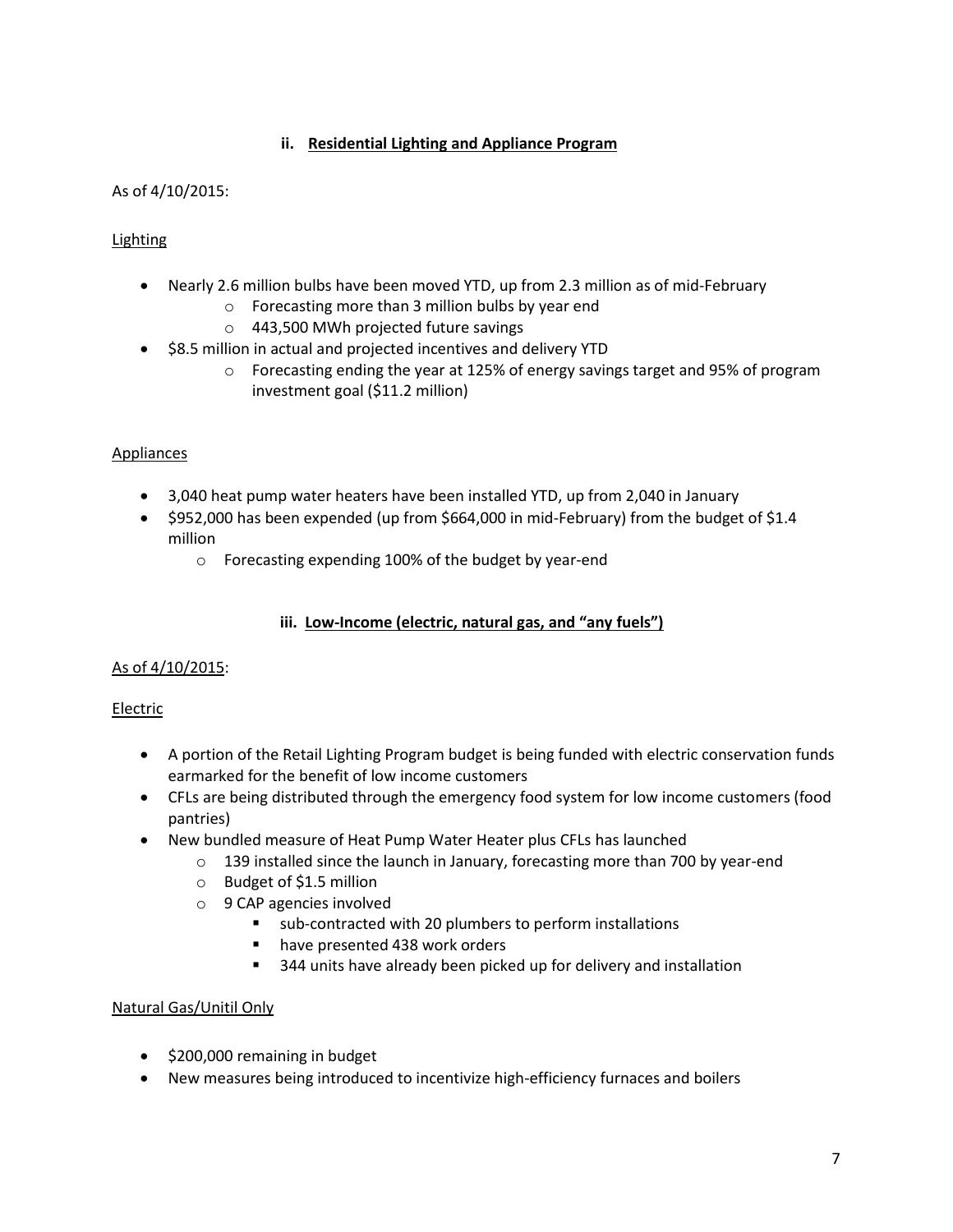### ii. Residential Lighting and Appliance Program

As of 4/10/2015:

Lighting

- Nearly 2.6 million bulbs have been moved YTD, up from 2.3 million as of mid-February
    - Forecasting more than 3 million bulbs by year end
    - 443,500 MWh projected future savings
- $8.5 million in actual and projected incentives and delivery YTD
    - Forecasting ending the year at 125% of energy savings target and 95% of program investment goal ($11.2 million)

Appliances

- 3,040 heat pump water heaters have been installed YTD, up from 2,040 in January
- $952,000 has been expended (up from $664,000 in mid-February) from the budget of $1.4 million
    - Forecasting expending 100% of the budget by year-end

### iii. Low-Income (electric, natural gas, and "any fuels")

As of 4/10/2015:

Electric

- A portion of the Retail Lighting Program budget is being funded with electric conservation funds earmarked for the benefit of low income customers
- CFLs are being distributed through the emergency food system for low income customers (food pantries)
- New bundled measure of Heat Pump Water Heater plus CFLs has launched
    - 139 installed since the launch in January, forecasting more than 700 by year-end
    - Budget of $1.5 million
    - 9 CAP agencies involved
        - sub-contracted with 20 plumbers to perform installations
        - have presented 438 work orders
        - 344 units have already been picked up for delivery and installation

Natural Gas/Unitil Only

- $200,000 remaining in budget
- New measures being introduced to incentivize high-efficiency furnaces and boilers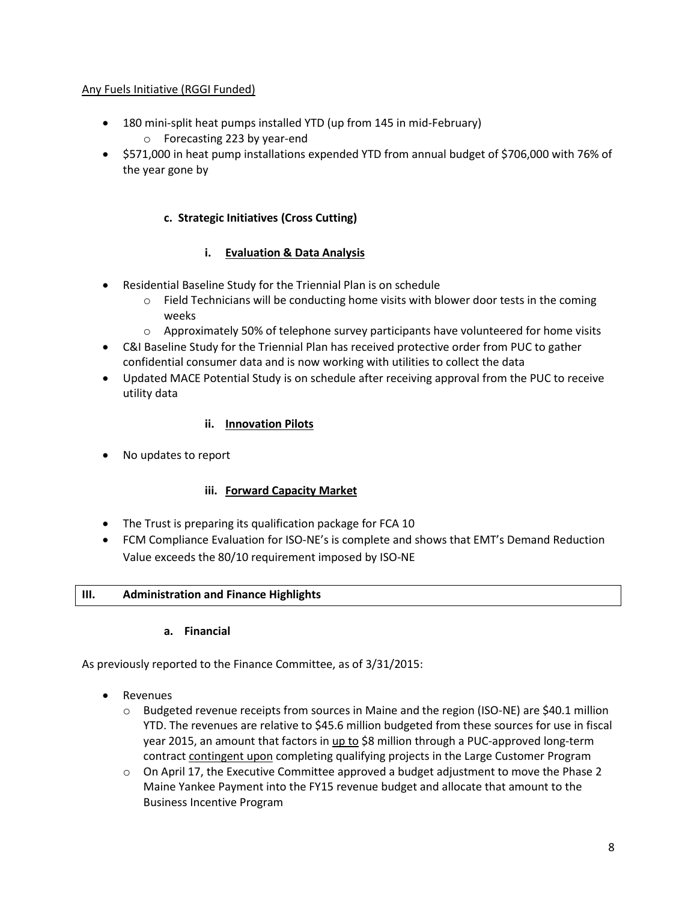<u>Any Fuels Initiative (RGGI Funded)</u>

- 180 mini-split heat pumps installed YTD (up from 145 in mid-February)
  - Forecasting 223 by year-end
- $571,000 in heat pump installations expended YTD from annual budget of $706,000 with 76% of the year gone by

#### c. Strategic Initiatives (Cross Cutting)

##### i. <u>Evaluation & Data Analysis</u>

- Residential Baseline Study for the Triennial Plan is on schedule
  - Field Technicians will be conducting home visits with blower door tests in the coming weeks
  - Approximately 50% of telephone survey participants have volunteered for home visits
- C&I Baseline Study for the Triennial Plan has received protective order from PUC to gather confidential consumer data and is now working with utilities to collect the data
- Updated MACE Potential Study is on schedule after receiving approval from the PUC to receive utility data

##### ii. <u>Innovation Pilots</u>

- No updates to report

##### iii. <u>Forward Capacity Market</u>

- The Trust is preparing its qualification package for FCA 10
- FCM Compliance Evaluation for ISO-NE's is complete and shows that EMT's Demand Reduction Value exceeds the 80/10 requirement imposed by ISO-NE

## III. Administration and Finance Highlights

#### a. Financial

As previously reported to the Finance Committee, as of 3/31/2015:

- Revenues
  - Budgeted revenue receipts from sources in Maine and the region (ISO-NE) are $40.1 million YTD. The revenues are relative to $45.6 million budgeted from these sources for use in fiscal year 2015, an amount that factors in <u>up to</u> $8 million through a PUC-approved long-term contract <u>contingent upon</u> completing qualifying projects in the Large Customer Program
  - On April 17, the Executive Committee approved a budget adjustment to move the Phase 2 Maine Yankee Payment into the FY15 revenue budget and allocate that amount to the Business Incentive Program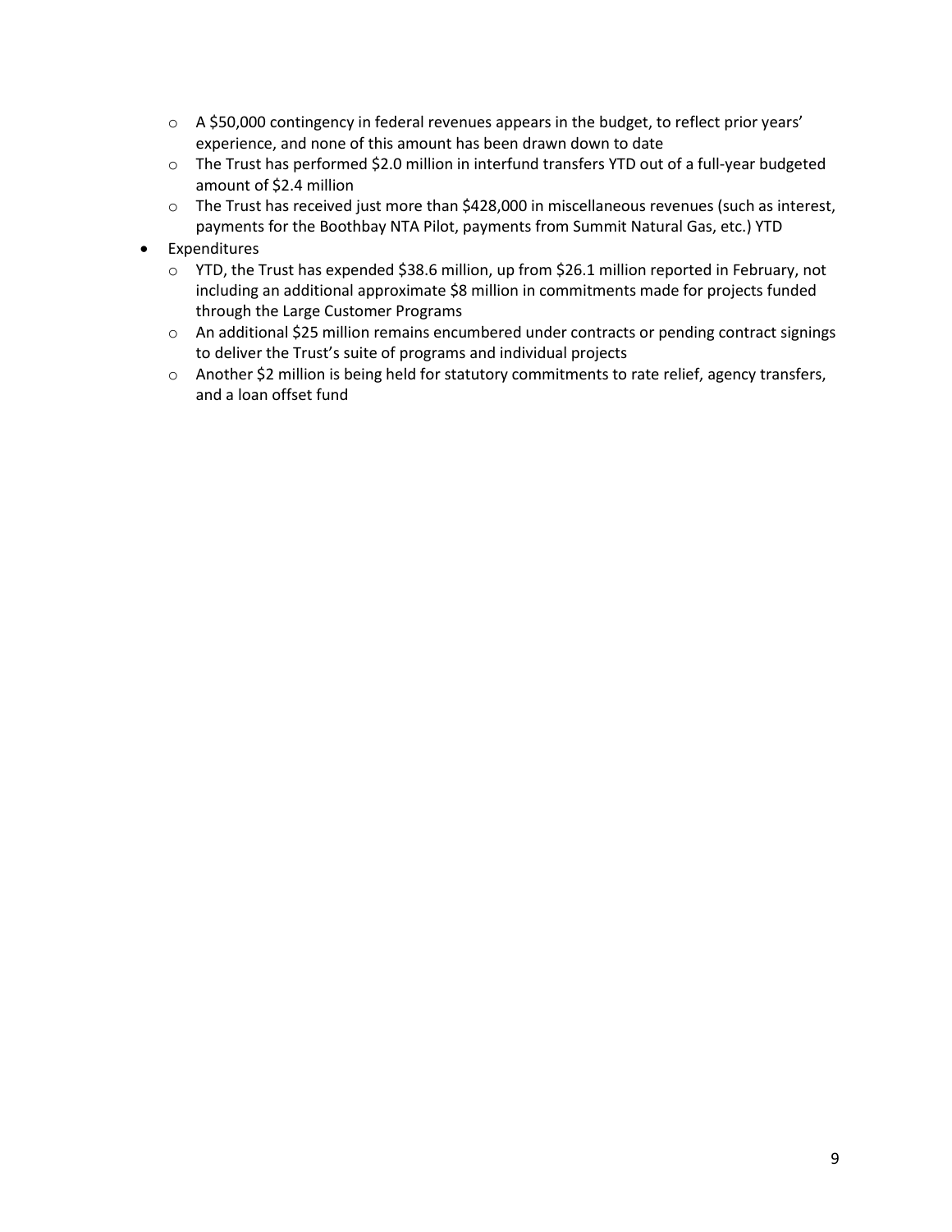- A $50,000 contingency in federal revenues appears in the budget, to reflect prior years' experience, and none of this amount has been drawn down to date
  - The Trust has performed $2.0 million in interfund transfers YTD out of a full-year budgeted amount of $2.4 million
  - The Trust has received just more than $428,000 in miscellaneous revenues (such as interest, payments for the Boothbay NTA Pilot, payments from Summit Natural Gas, etc.) YTD
- Expenditures
  - YTD, the Trust has expended $38.6 million, up from $26.1 million reported in February, not including an additional approximate $8 million in commitments made for projects funded through the Large Customer Programs
  - An additional $25 million remains encumbered under contracts or pending contract signings to deliver the Trust's suite of programs and individual projects
  - Another $2 million is being held for statutory commitments to rate relief, agency transfers, and a loan offset fund